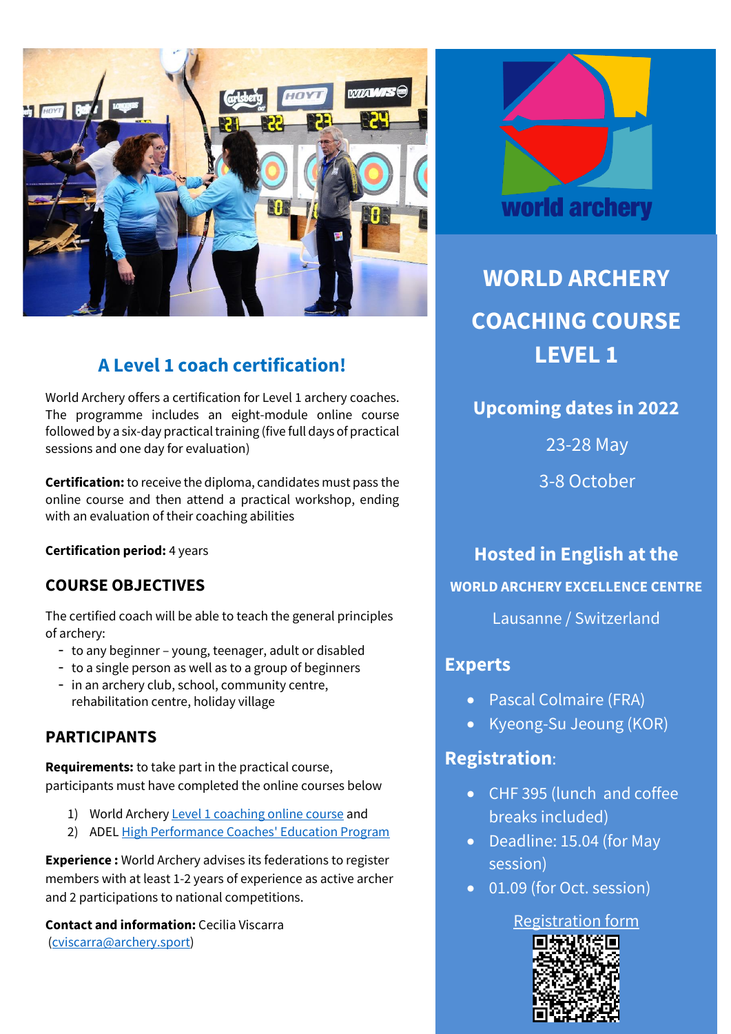# WORLD ARCHERY COACHING COURSE LEVEL 1

## Upcoming dates in 2022

23-28 May

3-8 October

## Hosted in English at the

**WORLD ARCHERY EXCELLENCE CENTRE**

Lausanne / Switzerland

## Experts

- Pascal Colmaire (FRA)
- Kyeong-Su Jeoung (KOR)

## Registration:

- CHF 395 (lunch and coffee breaks included)
- Deadline: 15.04 (for May session)
- 01.09 (for Oct. session)

Registration form

## A Level 1 coach certification!

World Archery offers a certification for Level 1 archery coaches. The programme includes an eight-module online course followed by a six-day practical training (five full days of practical sessions and one day for evaluation)

**Certification:** to receive the diploma, candidates must pass the online course and then attend a practical workshop, ending with an evaluation of their coaching abilities

**Certification period:** 4 years

## COURSE OBJECTIVES

The certified coach will be able to teach the general principles of archery:

- to any beginner – young, teenager, adult or disabled
- to a single person as well as to a group of beginners
- in an archery club, school, community centre, rehabilitation centre, holiday village

## PARTICIPANTS

**Requirements:** to take part in the practical course, participants must have completed the online courses below

1) World Archery Level 1 coaching online course and
2) ADEL High Performance Coaches' Education Program

**Experience :** World Archery advises its federations to register members with at least 1-2 years of experience as active archer and 2 participations to national competitions.

**Contact and information:** Cecilia Viscarra (cviscarra@archery.sport)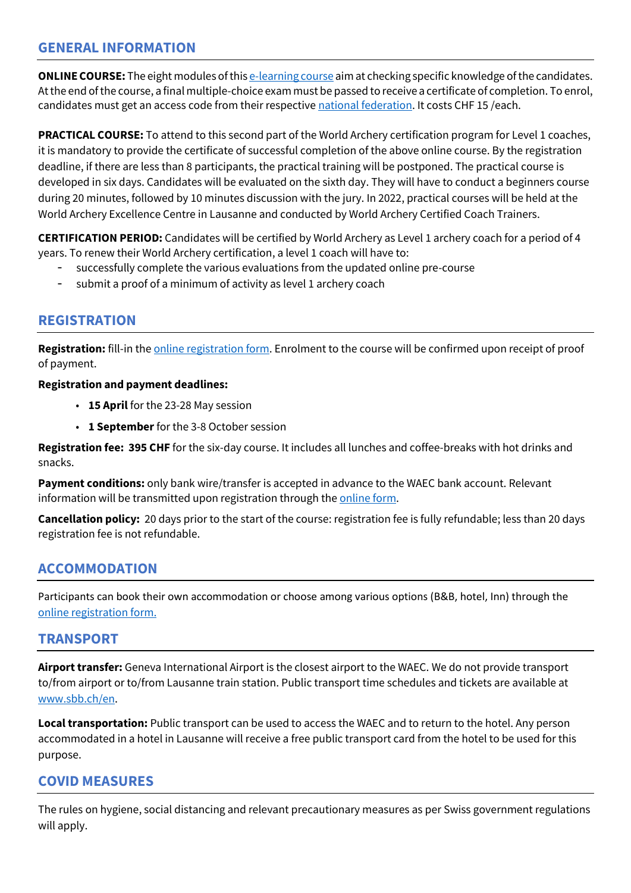## GENERAL INFORMATION

**ONLINE COURSE:** The eight modules of this e-learning course aim at checking specific knowledge of the candidates. At the end of the course, a final multiple-choice exam must be passed to receive a certificate of completion. To enrol, candidates must get an access code from their respective national federation. It costs CHF 15 /each.

**PRACTICAL COURSE:** To attend to this second part of the World Archery certification program for Level 1 coaches, it is mandatory to provide the certificate of successful completion of the above online course. By the registration deadline, if there are less than 8 participants, the practical training will be postponed. The practical course is developed in six days. Candidates will be evaluated on the sixth day. They will have to conduct a beginners course during 20 minutes, followed by 10 minutes discussion with the jury. In 2022, practical courses will be held at the World Archery Excellence Centre in Lausanne and conducted by World Archery Certified Coach Trainers.

**CERTIFICATION PERIOD:** Candidates will be certified by World Archery as Level 1 archery coach for a period of 4 years. To renew their World Archery certification, a level 1 coach will have to:

- successfully complete the various evaluations from the updated online pre-course
- submit a proof of a minimum of activity as level 1 archery coach

## REGISTRATION

**Registration:** fill-in the online registration form. Enrolment to the course will be confirmed upon receipt of proof of payment.

**Registration and payment deadlines:**

- **15 April** for the 23-28 May session
- **1 September** for the 3-8 October session

**Registration fee: 395 CHF** for the six-day course. It includes all lunches and coffee-breaks with hot drinks and snacks.

**Payment conditions:** only bank wire/transfer is accepted in advance to the WAEC bank account. Relevant information will be transmitted upon registration through the online form.

**Cancellation policy:** 20 days prior to the start of the course: registration fee is fully refundable; less than 20 days registration fee is not refundable.

## ACCOMMODATION

Participants can book their own accommodation or choose among various options (B&B, hotel, Inn) through the online registration form.

## TRANSPORT

**Airport transfer:** Geneva International Airport is the closest airport to the WAEC. We do not provide transport to/from airport or to/from Lausanne train station. Public transport time schedules and tickets are available at www.sbb.ch/en.

**Local transportation:** Public transport can be used to access the WAEC and to return to the hotel. Any person accommodated in a hotel in Lausanne will receive a free public transport card from the hotel to be used for this purpose.

## COVID MEASURES

The rules on hygiene, social distancing and relevant precautionary measures as per Swiss government regulations will apply.